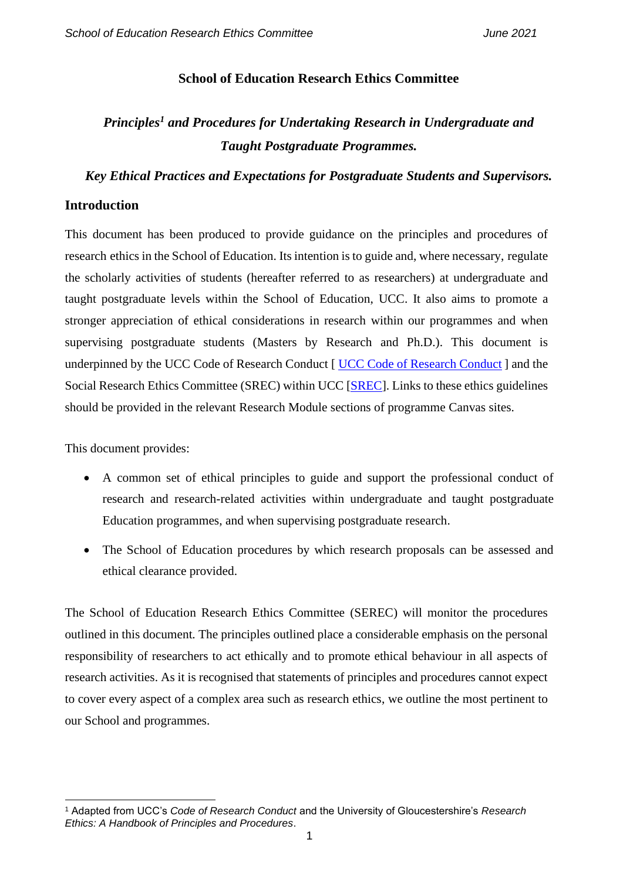# School of Education Research Ethics Committee

## *Principles[1] and Procedures for Undertaking Research in Undergraduate and Taught Postgraduate Programmes.*

### *Key Ethical Practices and Expectations for Postgraduate Students and Supervisors.*

## Introduction

This document has been produced to provide guidance on the principles and procedures of research ethics in the School of Education. Its intention is to guide and, where necessary, regulate the scholarly activities of students (hereafter referred to as researchers) at undergraduate and taught postgraduate levels within the School of Education, UCC. It also aims to promote a stronger appreciation of ethical considerations in research within our programmes and when supervising postgraduate students (Masters by Research and Ph.D.). This document is underpinned by the UCC Code of Research Conduct [ UCC Code of Research Conduct ] and the Social Research Ethics Committee (SREC) within UCC [SREC]. Links to these ethics guidelines should be provided in the relevant Research Module sections of programme Canvas sites.

This document provides:

- A common set of ethical principles to guide and support the professional conduct of research and research-related activities within undergraduate and taught postgraduate Education programmes, and when supervising postgraduate research.
- The School of Education procedures by which research proposals can be assessed and ethical clearance provided.

The School of Education Research Ethics Committee (SEREC) will monitor the procedures outlined in this document. The principles outlined place a considerable emphasis on the personal responsibility of researchers to act ethically and to promote ethical behaviour in all aspects of research activities. As it is recognised that statements of principles and procedures cannot expect to cover every aspect of a complex area such as research ethics, we outline the most pertinent to our School and programmes.

---

[1] Adapted from UCC's *Code of Research Conduct* and the University of Gloucestershire's *Research Ethics: A Handbook of Principles and Procedures*.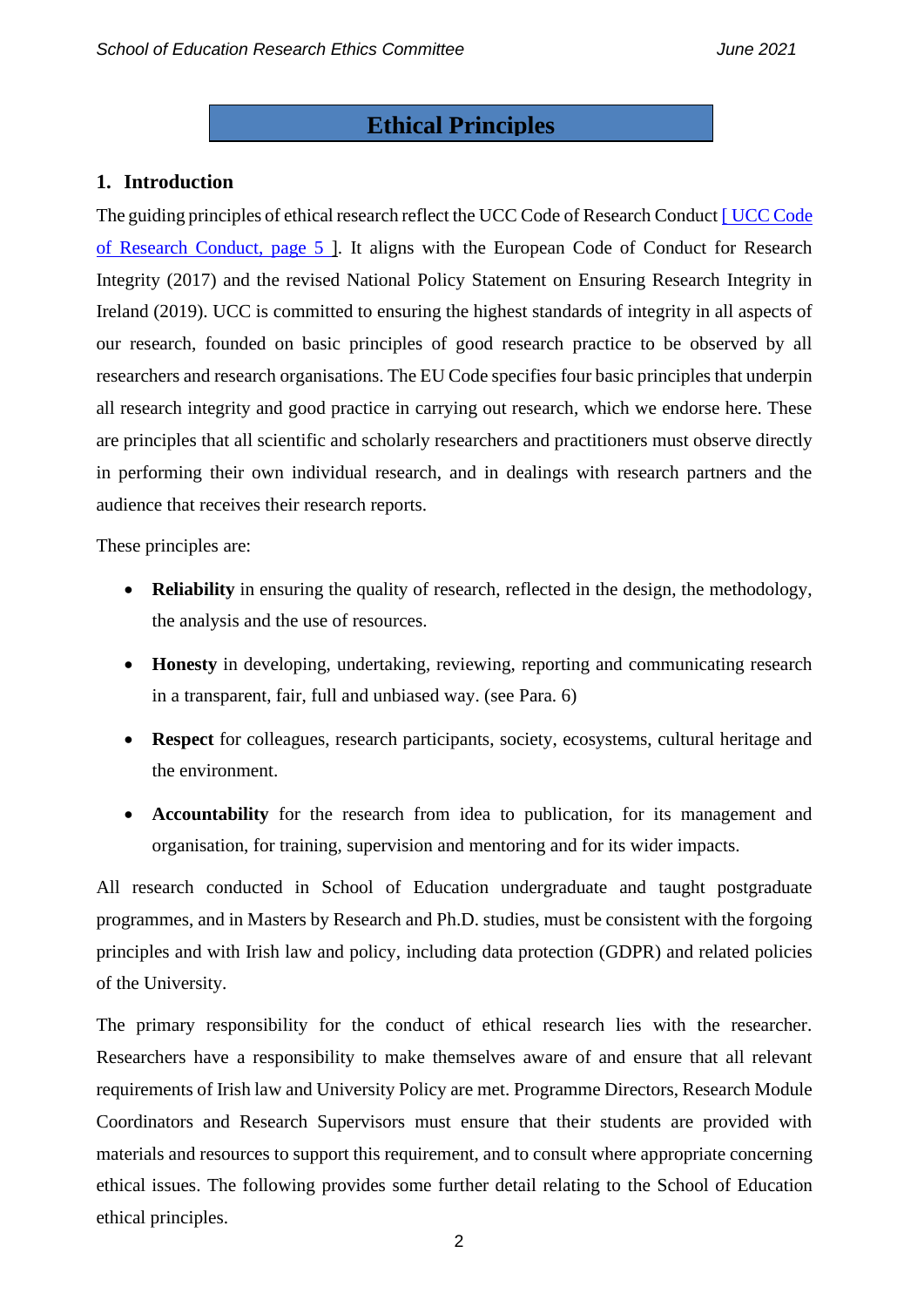# Ethical Principles

## 1. Introduction

The guiding principles of ethical research reflect the UCC Code of Research Conduct [ UCC Code of Research Conduct, page 5 ]. It aligns with the European Code of Conduct for Research Integrity (2017) and the revised National Policy Statement on Ensuring Research Integrity in Ireland (2019). UCC is committed to ensuring the highest standards of integrity in all aspects of our research, founded on basic principles of good research practice to be observed by all researchers and research organisations. The EU Code specifies four basic principles that underpin all research integrity and good practice in carrying out research, which we endorse here. These are principles that all scientific and scholarly researchers and practitioners must observe directly in performing their own individual research, and in dealings with research partners and the audience that receives their research reports.

These principles are:

- **Reliability** in ensuring the quality of research, reflected in the design, the methodology, the analysis and the use of resources.
- **Honesty** in developing, undertaking, reviewing, reporting and communicating research in a transparent, fair, full and unbiased way. (see Para. 6)
- **Respect** for colleagues, research participants, society, ecosystems, cultural heritage and the environment.
- **Accountability** for the research from idea to publication, for its management and organisation, for training, supervision and mentoring and for its wider impacts.

All research conducted in School of Education undergraduate and taught postgraduate programmes, and in Masters by Research and Ph.D. studies, must be consistent with the forgoing principles and with Irish law and policy, including data protection (GDPR) and related policies of the University.

The primary responsibility for the conduct of ethical research lies with the researcher. Researchers have a responsibility to make themselves aware of and ensure that all relevant requirements of Irish law and University Policy are met. Programme Directors, Research Module Coordinators and Research Supervisors must ensure that their students are provided with materials and resources to support this requirement, and to consult where appropriate concerning ethical issues. The following provides some further detail relating to the School of Education ethical principles.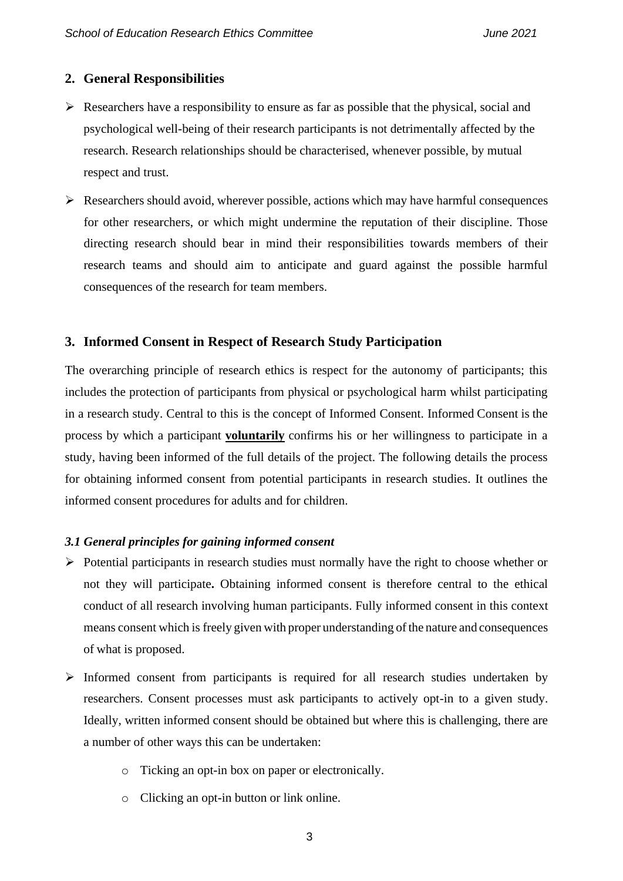## 2. General Responsibilities

- Researchers have a responsibility to ensure as far as possible that the physical, social and psychological well-being of their research participants is not detrimentally affected by the research. Research relationships should be characterised, whenever possible, by mutual respect and trust.
- Researchers should avoid, wherever possible, actions which may have harmful consequences for other researchers, or which might undermine the reputation of their discipline. Those directing research should bear in mind their responsibilities towards members of their research teams and should aim to anticipate and guard against the possible harmful consequences of the research for team members.

## 3. Informed Consent in Respect of Research Study Participation

The overarching principle of research ethics is respect for the autonomy of participants; this includes the protection of participants from physical or psychological harm whilst participating in a research study. Central to this is the concept of Informed Consent. Informed Consent is the process by which a participant **voluntarily** confirms his or her willingness to participate in a study, having been informed of the full details of the project. The following details the process for obtaining informed consent from potential participants in research studies. It outlines the informed consent procedures for adults and for children.

### *3.1 General principles for gaining informed consent*

- Potential participants in research studies must normally have the right to choose whether or not they will participate**.** Obtaining informed consent is therefore central to the ethical conduct of all research involving human participants. Fully informed consent in this context means consent which is freely given with proper understanding of the nature and consequences of what is proposed.
- Informed consent from participants is required for all research studies undertaken by researchers. Consent processes must ask participants to actively opt-in to a given study. Ideally, written informed consent should be obtained but where this is challenging, there are a number of other ways this can be undertaken:
  - Ticking an opt-in box on paper or electronically.
  - Clicking an opt-in button or link online.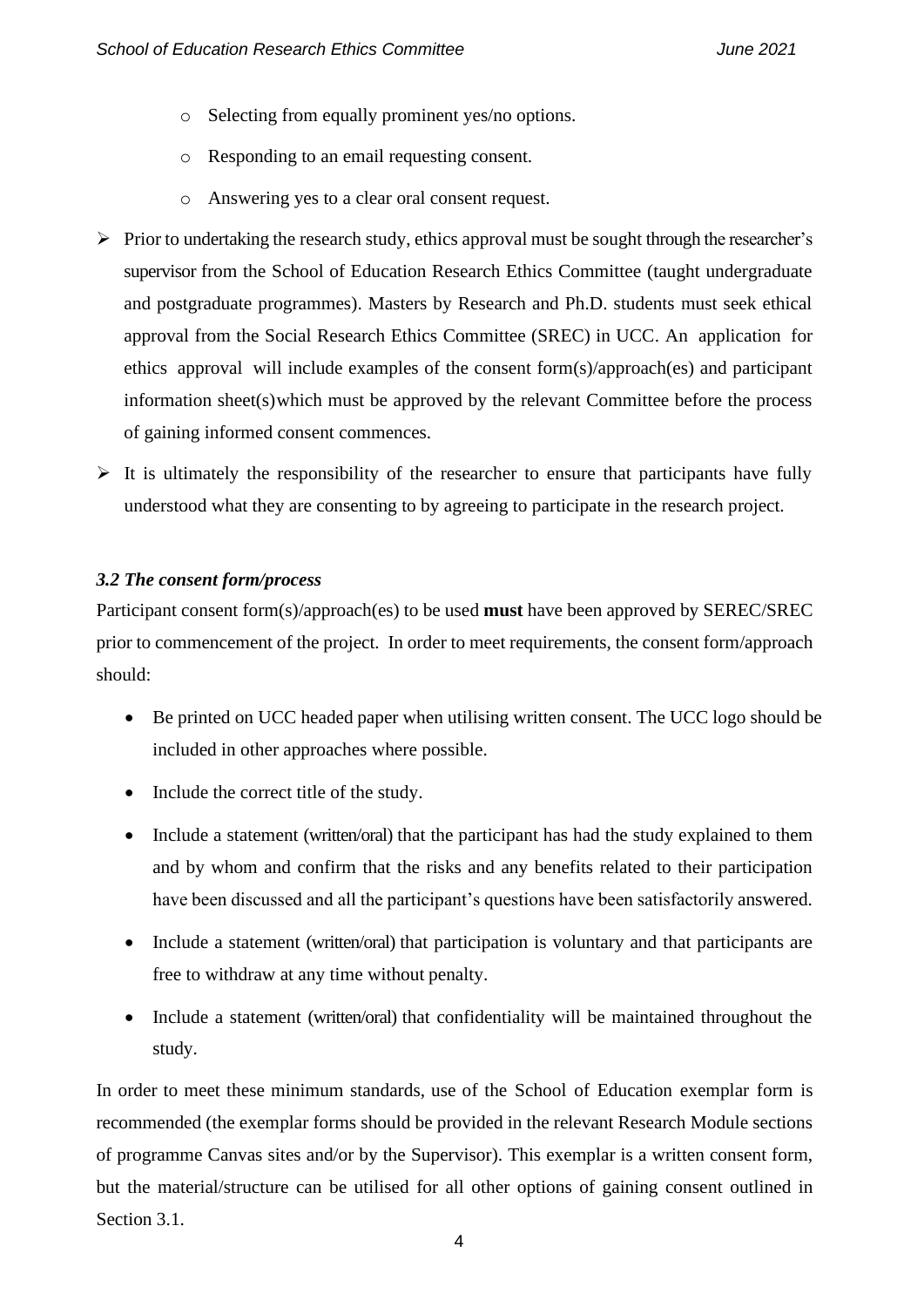- Selecting from equally prominent yes/no options.
  - Responding to an email requesting consent.
  - Answering yes to a clear oral consent request.

- Prior to undertaking the research study, ethics approval must be sought through the researcher's supervisor from the School of Education Research Ethics Committee (taught undergraduate and postgraduate programmes). Masters by Research and Ph.D. students must seek ethical approval from the Social Research Ethics Committee (SREC) in UCC. An application for ethics approval will include examples of the consent form(s)/approach(es) and participant information sheet(s) which must be approved by the relevant Committee before the process of gaining informed consent commences.
- It is ultimately the responsibility of the researcher to ensure that participants have fully understood what they are consenting to by agreeing to participate in the research project.

### *3.2 The consent form/process*

Participant consent form(s)/approach(es) to be used **must** have been approved by SEREC/SREC prior to commencement of the project. In order to meet requirements, the consent form/approach should:

- Be printed on UCC headed paper when utilising written consent. The UCC logo should be included in other approaches where possible.
- Include the correct title of the study.
- Include a statement (written/oral) that the participant has had the study explained to them and by whom and confirm that the risks and any benefits related to their participation have been discussed and all the participant's questions have been satisfactorily answered.
- Include a statement (written/oral) that participation is voluntary and that participants are free to withdraw at any time without penalty.
- Include a statement (written/oral) that confidentiality will be maintained throughout the study.

In order to meet these minimum standards, use of the School of Education exemplar form is recommended (the exemplar forms should be provided in the relevant Research Module sections of programme Canvas sites and/or by the Supervisor). This exemplar is a written consent form, but the material/structure can be utilised for all other options of gaining consent outlined in Section 3.1.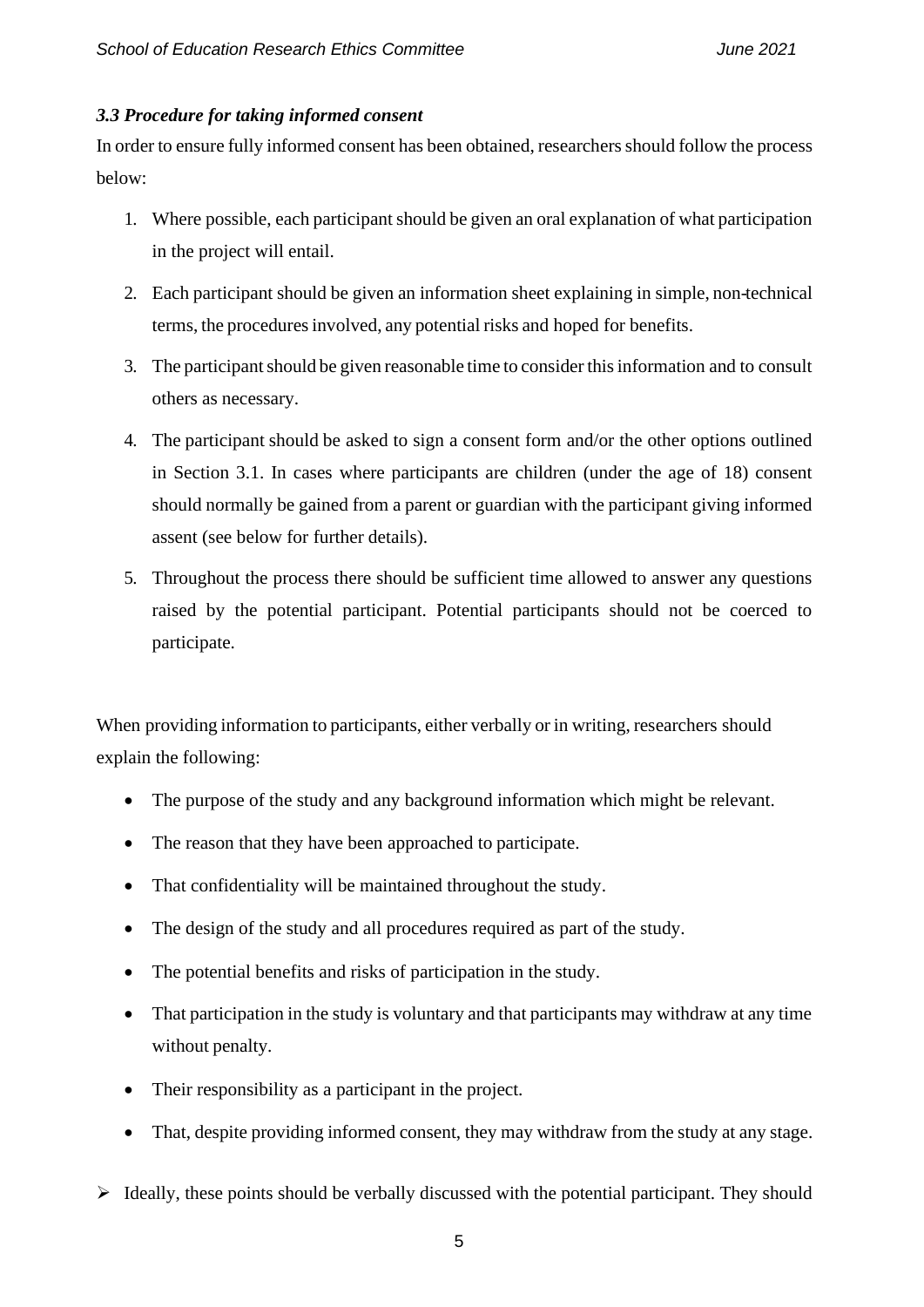### *3.3 Procedure for taking informed consent*

In order to ensure fully informed consent has been obtained, researchers should follow the process below:

1. Where possible, each participant should be given an oral explanation of what participation in the project will entail.
2. Each participant should be given an information sheet explaining in simple, non-technical terms, the procedures involved, any potential risks and hoped for benefits.
3. The participant should be given reasonable time to consider this information and to consult others as necessary.
4. The participant should be asked to sign a consent form and/or the other options outlined in Section 3.1. In cases where participants are children (under the age of 18) consent should normally be gained from a parent or guardian with the participant giving informed assent (see below for further details).
5. Throughout the process there should be sufficient time allowed to answer any questions raised by the potential participant. Potential participants should not be coerced to participate.

When providing information to participants, either verbally or in writing, researchers should explain the following:

- The purpose of the study and any background information which might be relevant.
- The reason that they have been approached to participate.
- That confidentiality will be maintained throughout the study.
- The design of the study and all procedures required as part of the study.
- The potential benefits and risks of participation in the study.
- That participation in the study is voluntary and that participants may withdraw at any time without penalty.
- Their responsibility as a participant in the project.
- That, despite providing informed consent, they may withdraw from the study at any stage.

➢ Ideally, these points should be verbally discussed with the potential participant. They should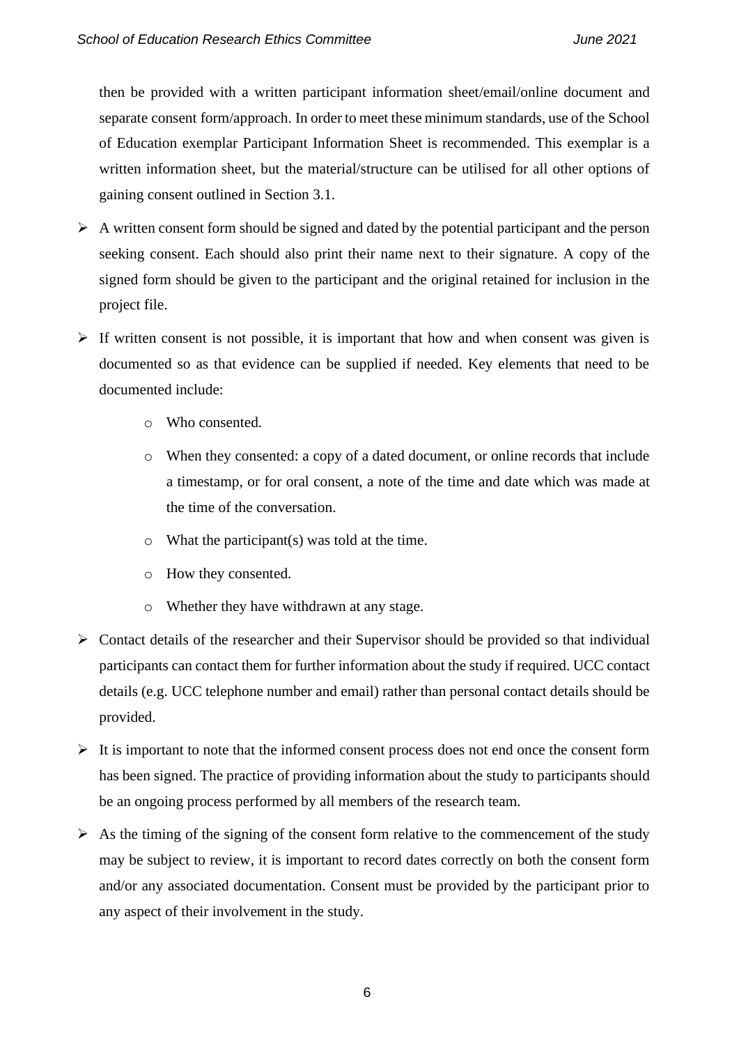then be provided with a written participant information sheet/email/online document and separate consent form/approach. In order to meet these minimum standards, use of the School of Education exemplar Participant Information Sheet is recommended. This exemplar is a written information sheet, but the material/structure can be utilised for all other options of gaining consent outlined in Section 3.1.

- A written consent form should be signed and dated by the potential participant and the person seeking consent. Each should also print their name next to their signature. A copy of the signed form should be given to the participant and the original retained for inclusion in the project file.
- If written consent is not possible, it is important that how and when consent was given is documented so as that evidence can be supplied if needed. Key elements that need to be documented include:
    - Who consented.
    - When they consented: a copy of a dated document, or online records that include a timestamp, or for oral consent, a note of the time and date which was made at the time of the conversation.
    - What the participant(s) was told at the time.
    - How they consented.
    - Whether they have withdrawn at any stage.
- Contact details of the researcher and their Supervisor should be provided so that individual participants can contact them for further information about the study if required. UCC contact details (e.g. UCC telephone number and email) rather than personal contact details should be provided.
- It is important to note that the informed consent process does not end once the consent form has been signed. The practice of providing information about the study to participants should be an ongoing process performed by all members of the research team.
- As the timing of the signing of the consent form relative to the commencement of the study may be subject to review, it is important to record dates correctly on both the consent form and/or any associated documentation. Consent must be provided by the participant prior to any aspect of their involvement in the study.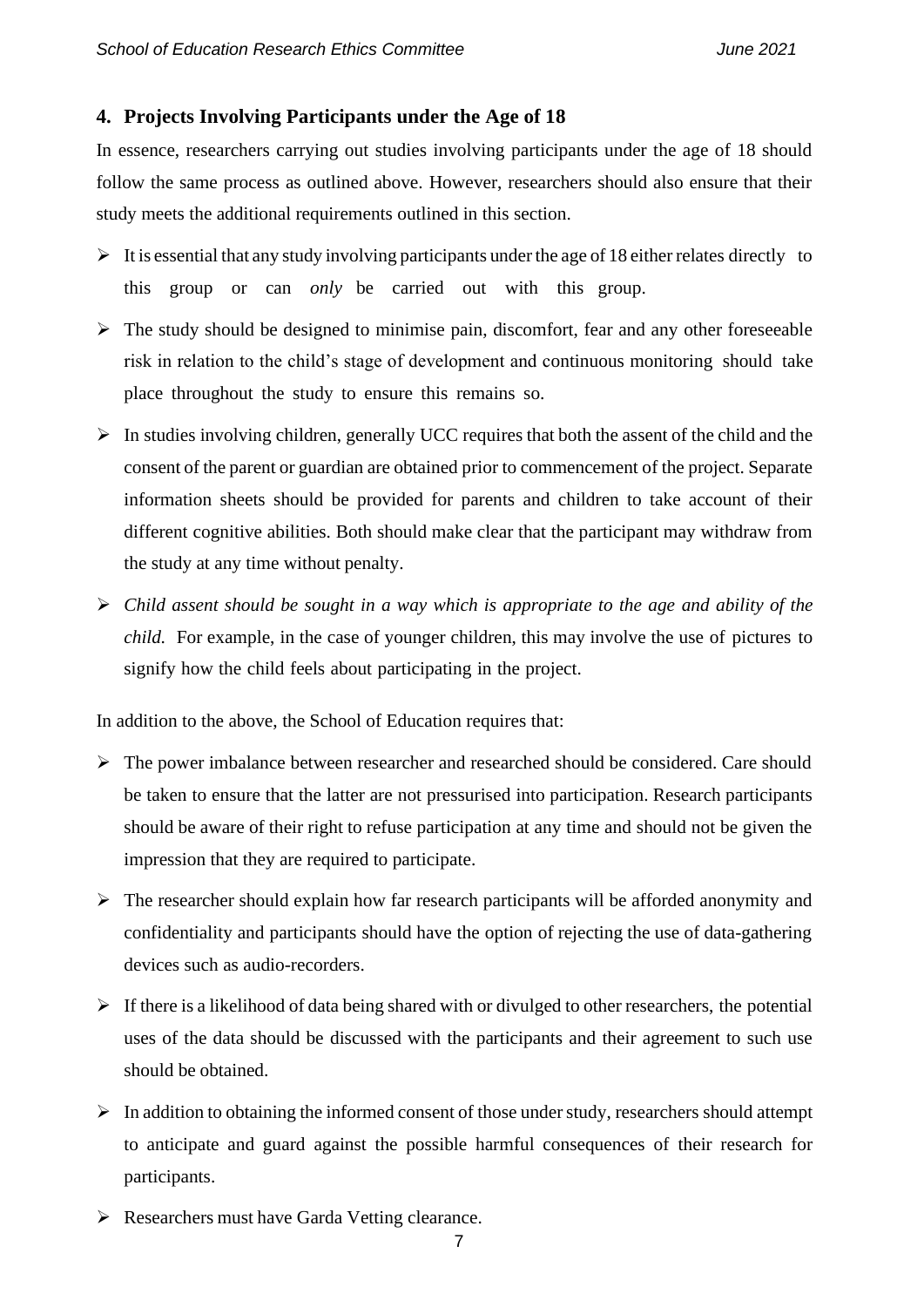## 4. Projects Involving Participants under the Age of 18

In essence, researchers carrying out studies involving participants under the age of 18 should follow the same process as outlined above. However, researchers should also ensure that their study meets the additional requirements outlined in this section.

- It is essential that any study involving participants under the age of 18 either relates directly to this group or can *only* be carried out with this group.
- The study should be designed to minimise pain, discomfort, fear and any other foreseeable risk in relation to the child's stage of development and continuous monitoring should take place throughout the study to ensure this remains so.
- In studies involving children, generally UCC requires that both the assent of the child and the consent of the parent or guardian are obtained prior to commencement of the project. Separate information sheets should be provided for parents and children to take account of their different cognitive abilities. Both should make clear that the participant may withdraw from the study at any time without penalty.
- *Child assent should be sought in a way which is appropriate to the age and ability of the child.* For example, in the case of younger children, this may involve the use of pictures to signify how the child feels about participating in the project.

In addition to the above, the School of Education requires that:

- The power imbalance between researcher and researched should be considered. Care should be taken to ensure that the latter are not pressurised into participation. Research participants should be aware of their right to refuse participation at any time and should not be given the impression that they are required to participate.
- The researcher should explain how far research participants will be afforded anonymity and confidentiality and participants should have the option of rejecting the use of data-gathering devices such as audio-recorders.
- If there is a likelihood of data being shared with or divulged to other researchers, the potential uses of the data should be discussed with the participants and their agreement to such use should be obtained.
- In addition to obtaining the informed consent of those under study, researchers should attempt to anticipate and guard against the possible harmful consequences of their research for participants.
- Researchers must have Garda Vetting clearance.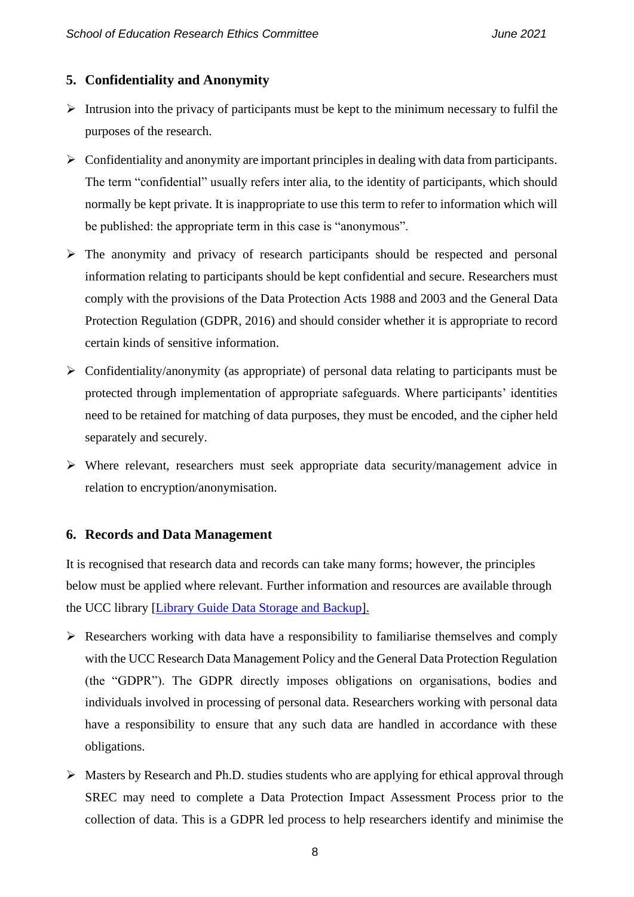## 5. Confidentiality and Anonymity

- Intrusion into the privacy of participants must be kept to the minimum necessary to fulfil the purposes of the research.
- Confidentiality and anonymity are important principles in dealing with data from participants. The term "confidential" usually refers inter alia, to the identity of participants, which should normally be kept private. It is inappropriate to use this term to refer to information which will be published: the appropriate term in this case is "anonymous".
- The anonymity and privacy of research participants should be respected and personal information relating to participants should be kept confidential and secure. Researchers must comply with the provisions of the Data Protection Acts 1988 and 2003 and the General Data Protection Regulation (GDPR, 2016) and should consider whether it is appropriate to record certain kinds of sensitive information.
- Confidentiality/anonymity (as appropriate) of personal data relating to participants must be protected through implementation of appropriate safeguards. Where participants' identities need to be retained for matching of data purposes, they must be encoded, and the cipher held separately and securely.
- Where relevant, researchers must seek appropriate data security/management advice in relation to encryption/anonymisation.

## 6. Records and Data Management

It is recognised that research data and records can take many forms; however, the principles below must be applied where relevant. Further information and resources are available through the UCC library [Library Guide Data Storage and Backup].

- Researchers working with data have a responsibility to familiarise themselves and comply with the UCC Research Data Management Policy and the General Data Protection Regulation (the "GDPR"). The GDPR directly imposes obligations on organisations, bodies and individuals involved in processing of personal data. Researchers working with personal data have a responsibility to ensure that any such data are handled in accordance with these obligations.
- Masters by Research and Ph.D. studies students who are applying for ethical approval through SREC may need to complete a Data Protection Impact Assessment Process prior to the collection of data. This is a GDPR led process to help researchers identify and minimise the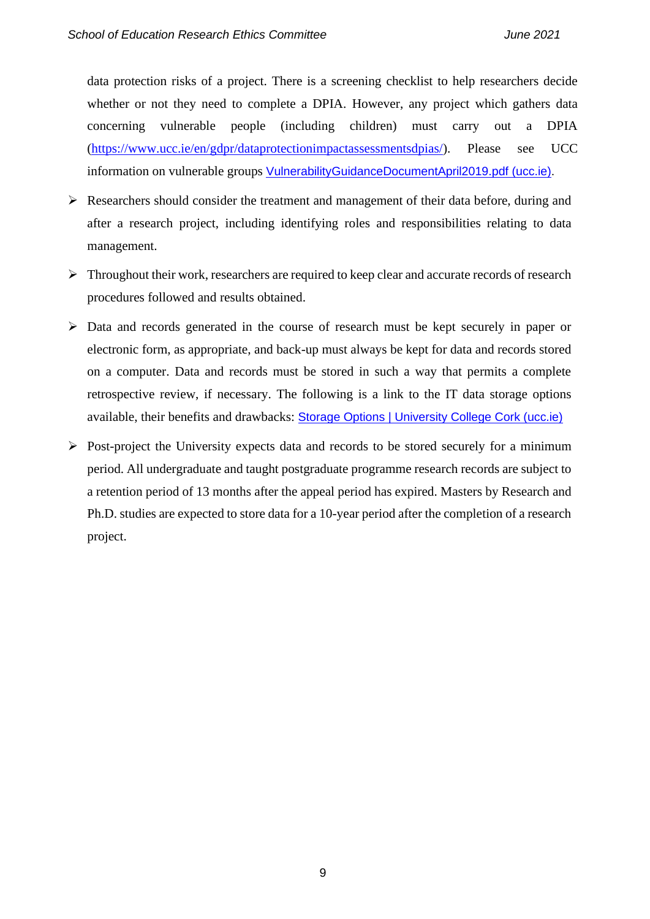data protection risks of a project. There is a screening checklist to help researchers decide whether or not they need to complete a DPIA. However, any project which gathers data concerning vulnerable people (including children) must carry out a DPIA ([https://www.ucc.ie/en/gdpr/dataprotectionimpactassessmentsdpias/](https://www.ucc.ie/en/gdpr/dataprotectionimpactassessmentsdpias/)). Please see UCC information on vulnerable groups [VulnerabilityGuidanceDocumentApril2019.pdf (ucc.ie)](VulnerabilityGuidanceDocumentApril2019.pdf).

- Researchers should consider the treatment and management of their data before, during and after a research project, including identifying roles and responsibilities relating to data management.
- Throughout their work, researchers are required to keep clear and accurate records of research procedures followed and results obtained.
- Data and records generated in the course of research must be kept securely in paper or electronic form, as appropriate, and back-up must always be kept for data and records stored on a computer. Data and records must be stored in such a way that permits a complete retrospective review, if necessary. The following is a link to the IT data storage options available, their benefits and drawbacks: Storage Options | University College Cork (ucc.ie)
- Post-project the University expects data and records to be stored securely for a minimum period. All undergraduate and taught postgraduate programme research records are subject to a retention period of 13 months after the appeal period has expired. Masters by Research and Ph.D. studies are expected to store data for a 10-year period after the completion of a research project.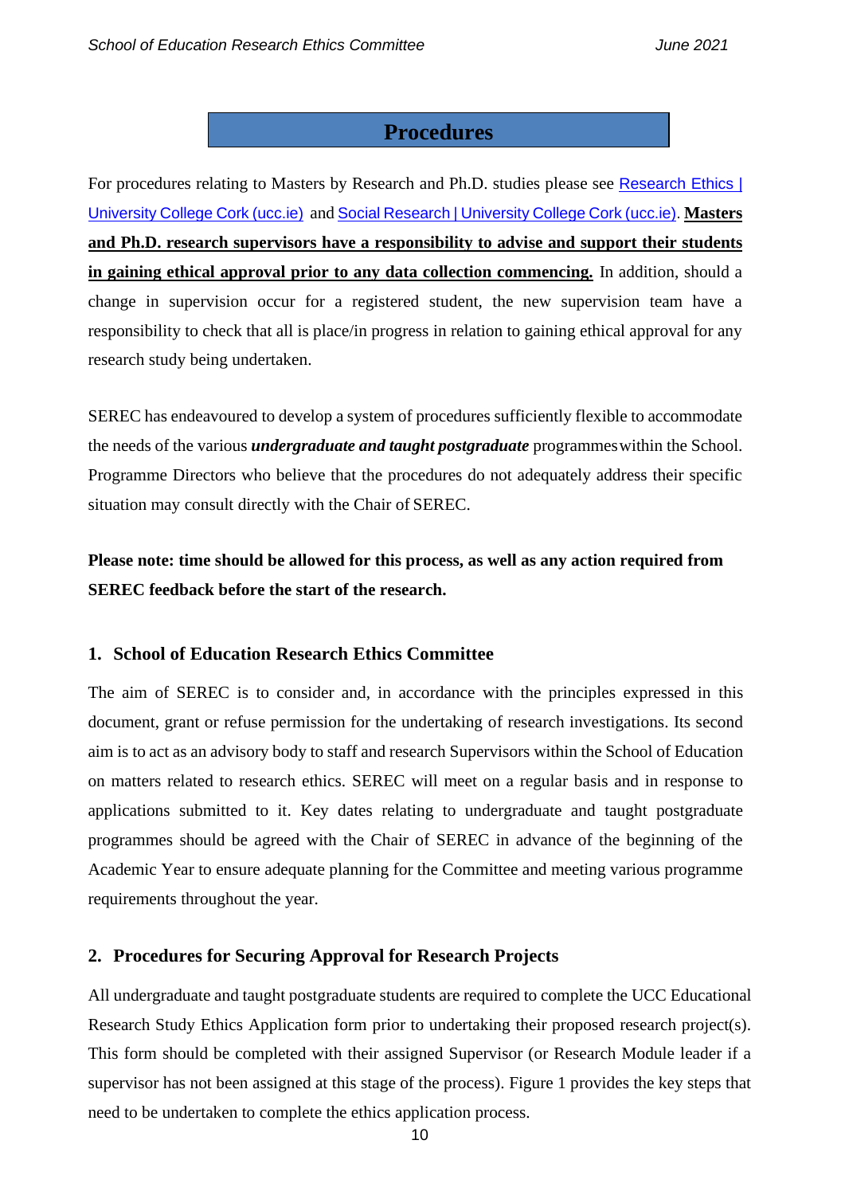# Procedures

For procedures relating to Masters by Research and Ph.D. studies please see [Research Ethics | University College Cork (ucc.ie)](#) and [Social Research | University College Cork (ucc.ie)](#). **Masters and Ph.D. research supervisors have a responsibility to advise and support their students in gaining ethical approval prior to any data collection commencing.** In addition, should a change in supervision occur for a registered student, the new supervision team have a responsibility to check that all is place/in progress in relation to gaining ethical approval for any research study being undertaken.

SEREC has endeavoured to develop a system of procedures sufficiently flexible to accommodate the needs of the various ***undergraduate and taught postgraduate*** programmes within the School. Programme Directors who believe that the procedures do not adequately address their specific situation may consult directly with the Chair of SEREC.

**Please note: time should be allowed for this process, as well as any action required from SEREC feedback before the start of the research.**

## 1. School of Education Research Ethics Committee

The aim of SEREC is to consider and, in accordance with the principles expressed in this document, grant or refuse permission for the undertaking of research investigations. Its second aim is to act as an advisory body to staff and research Supervisors within the School of Education on matters related to research ethics. SEREC will meet on a regular basis and in response to applications submitted to it. Key dates relating to undergraduate and taught postgraduate programmes should be agreed with the Chair of SEREC in advance of the beginning of the Academic Year to ensure adequate planning for the Committee and meeting various programme requirements throughout the year.

## 2. Procedures for Securing Approval for Research Projects

All undergraduate and taught postgraduate students are required to complete the UCC Educational Research Study Ethics Application form prior to undertaking their proposed research project(s). This form should be completed with their assigned Supervisor (or Research Module leader if a supervisor has not been assigned at this stage of the process). Figure 1 provides the key steps that need to be undertaken to complete the ethics application process.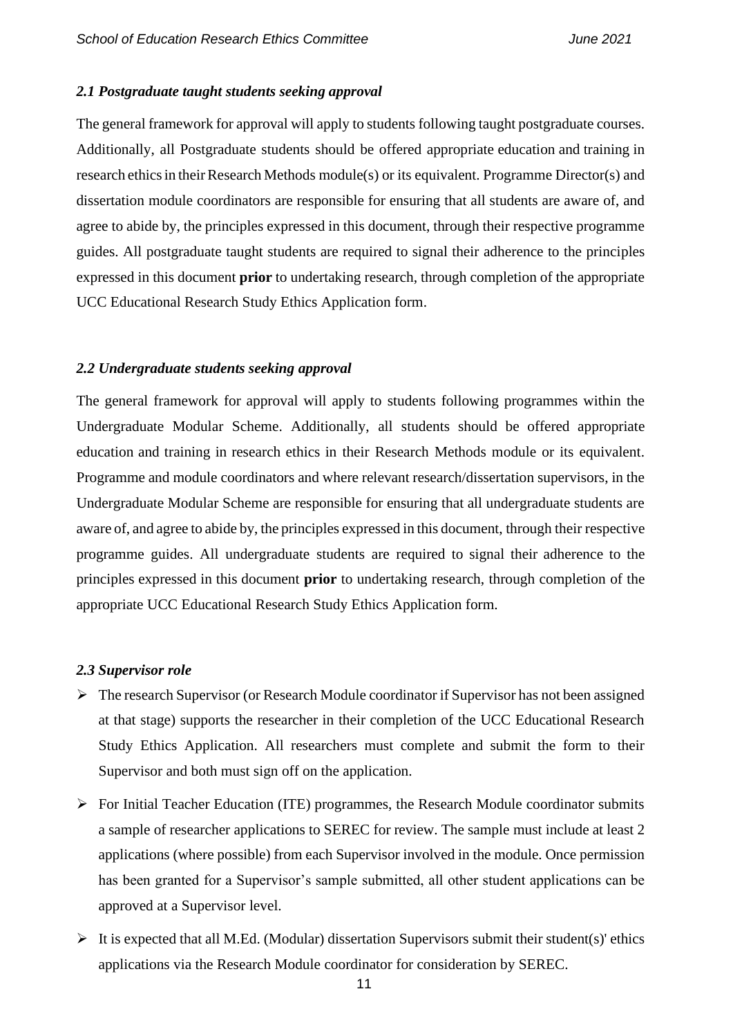### *2.1 Postgraduate taught students seeking approval*

The general framework for approval will apply to students following taught postgraduate courses. Additionally, all Postgraduate students should be offered appropriate education and training in research ethics in their Research Methods module(s) or its equivalent. Programme Director(s) and dissertation module coordinators are responsible for ensuring that all students are aware of, and agree to abide by, the principles expressed in this document, through their respective programme guides. All postgraduate taught students are required to signal their adherence to the principles expressed in this document **prior** to undertaking research, through completion of the appropriate UCC Educational Research Study Ethics Application form.

### *2.2 Undergraduate students seeking approval*

The general framework for approval will apply to students following programmes within the Undergraduate Modular Scheme. Additionally, all students should be offered appropriate education and training in research ethics in their Research Methods module or its equivalent. Programme and module coordinators and where relevant research/dissertation supervisors, in the Undergraduate Modular Scheme are responsible for ensuring that all undergraduate students are aware of, and agree to abide by, the principles expressed in this document, through their respective programme guides. All undergraduate students are required to signal their adherence to the principles expressed in this document **prior** to undertaking research, through completion of the appropriate UCC Educational Research Study Ethics Application form.

### *2.3 Supervisor role*

- The research Supervisor (or Research Module coordinator if Supervisor has not been assigned at that stage) supports the researcher in their completion of the UCC Educational Research Study Ethics Application. All researchers must complete and submit the form to their Supervisor and both must sign off on the application.
- For Initial Teacher Education (ITE) programmes, the Research Module coordinator submits a sample of researcher applications to SEREC for review. The sample must include at least 2 applications (where possible) from each Supervisor involved in the module. Once permission has been granted for a Supervisor's sample submitted, all other student applications can be approved at a Supervisor level.
- It is expected that all M.Ed. (Modular) dissertation Supervisors submit their student(s)' ethics applications via the Research Module coordinator for consideration by SEREC.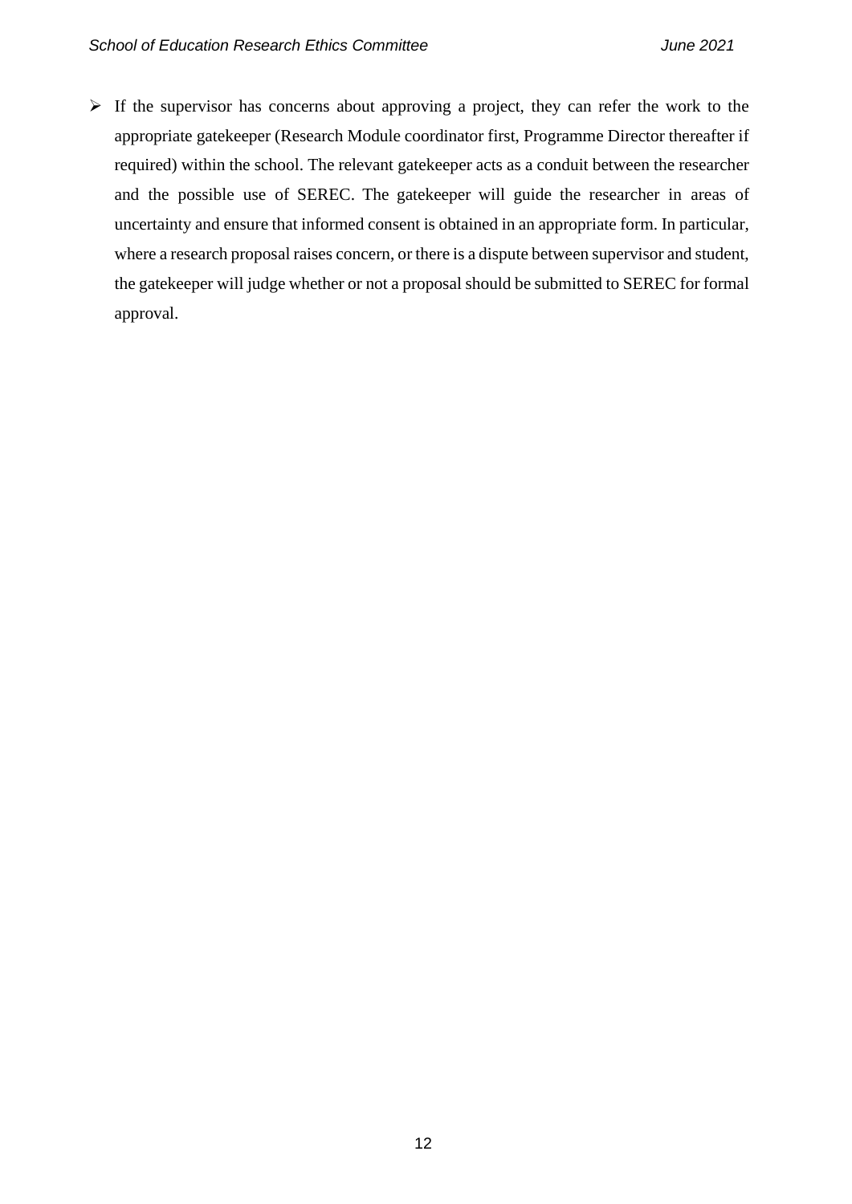- If the supervisor has concerns about approving a project, they can refer the work to the appropriate gatekeeper (Research Module coordinator first, Programme Director thereafter if required) within the school. The relevant gatekeeper acts as a conduit between the researcher and the possible use of SEREC. The gatekeeper will guide the researcher in areas of uncertainty and ensure that informed consent is obtained in an appropriate form. In particular, where a research proposal raises concern, or there is a dispute between supervisor and student, the gatekeeper will judge whether or not a proposal should be submitted to SEREC for formal approval.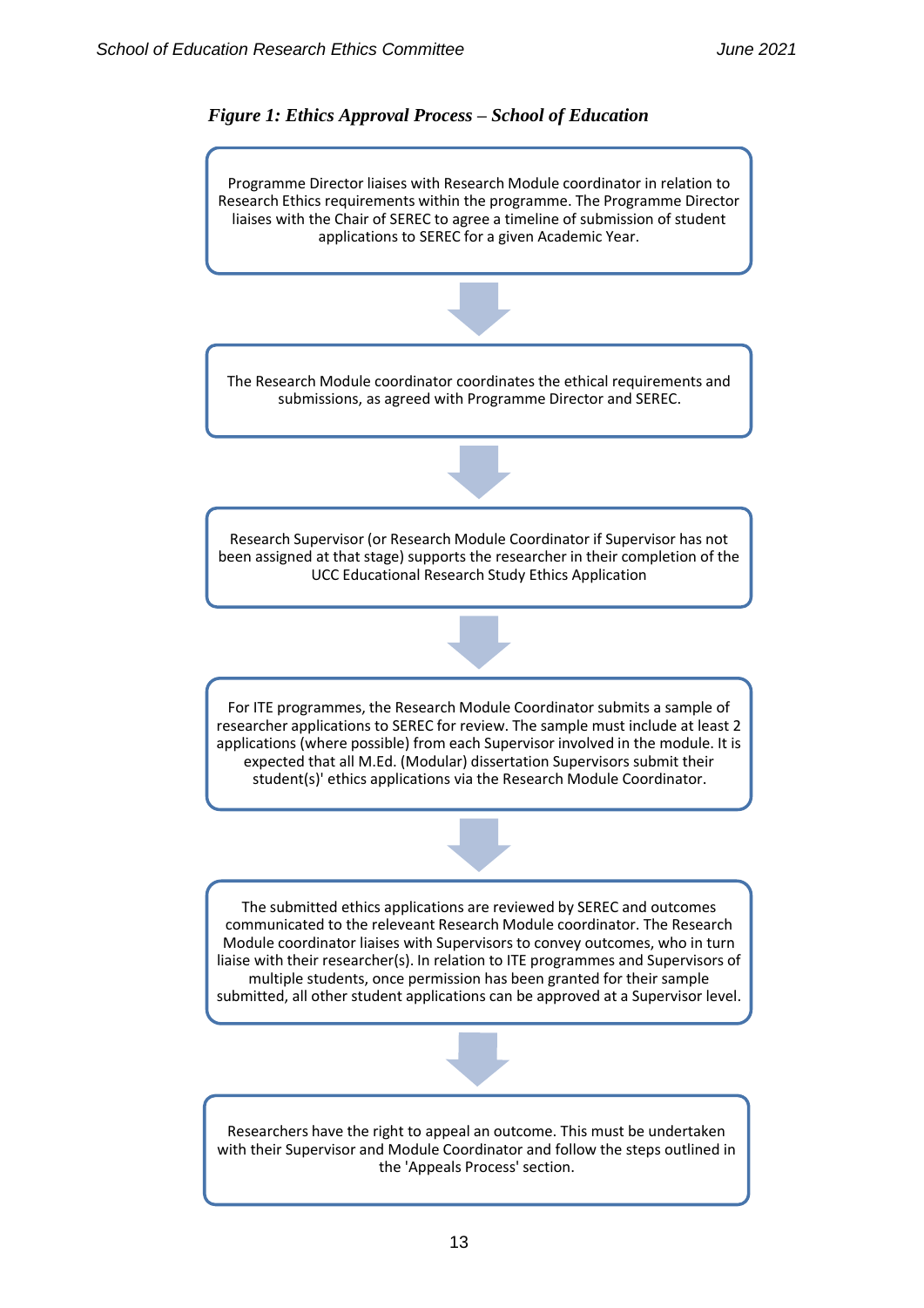*Figure 1: Ethics Approval Process – School of Education*

Programme Director liaises with Research Module coordinator in relation to Research Ethics requirements within the programme. The Programme Director liaises with the Chair of SEREC to agree a timeline of submission of student applications to SEREC for a given Academic Year.

↓

The Research Module coordinator coordinates the ethical requirements and submissions, as agreed with Programme Director and SEREC.

↓

Research Supervisor (or Research Module Coordinator if Supervisor has not been assigned at that stage) supports the researcher in their completion of the UCC Educational Research Study Ethics Application

↓

For ITE programmes, the Research Module Coordinator submits a sample of researcher applications to SEREC for review. The sample must include at least 2 applications (where possible) from each Supervisor involved in the module. It is expected that all M.Ed. (Modular) dissertation Supervisors submit their student(s)' ethics applications via the Research Module Coordinator.

↓

The submitted ethics applications are reviewed by SEREC and outcomes communicated to the releveant Research Module coordinator. The Research Module coordinator liaises with Supervisors to convey outcomes, who in turn liaise with their researcher(s). In relation to ITE programmes and Supervisors of multiple students, once permission has been granted for their sample submitted, all other student applications can be approved at a Supervisor level.

↓

Researchers have the right to appeal an outcome. This must be undertaken with their Supervisor and Module Coordinator and follow the steps outlined in the 'Appeals Process' section.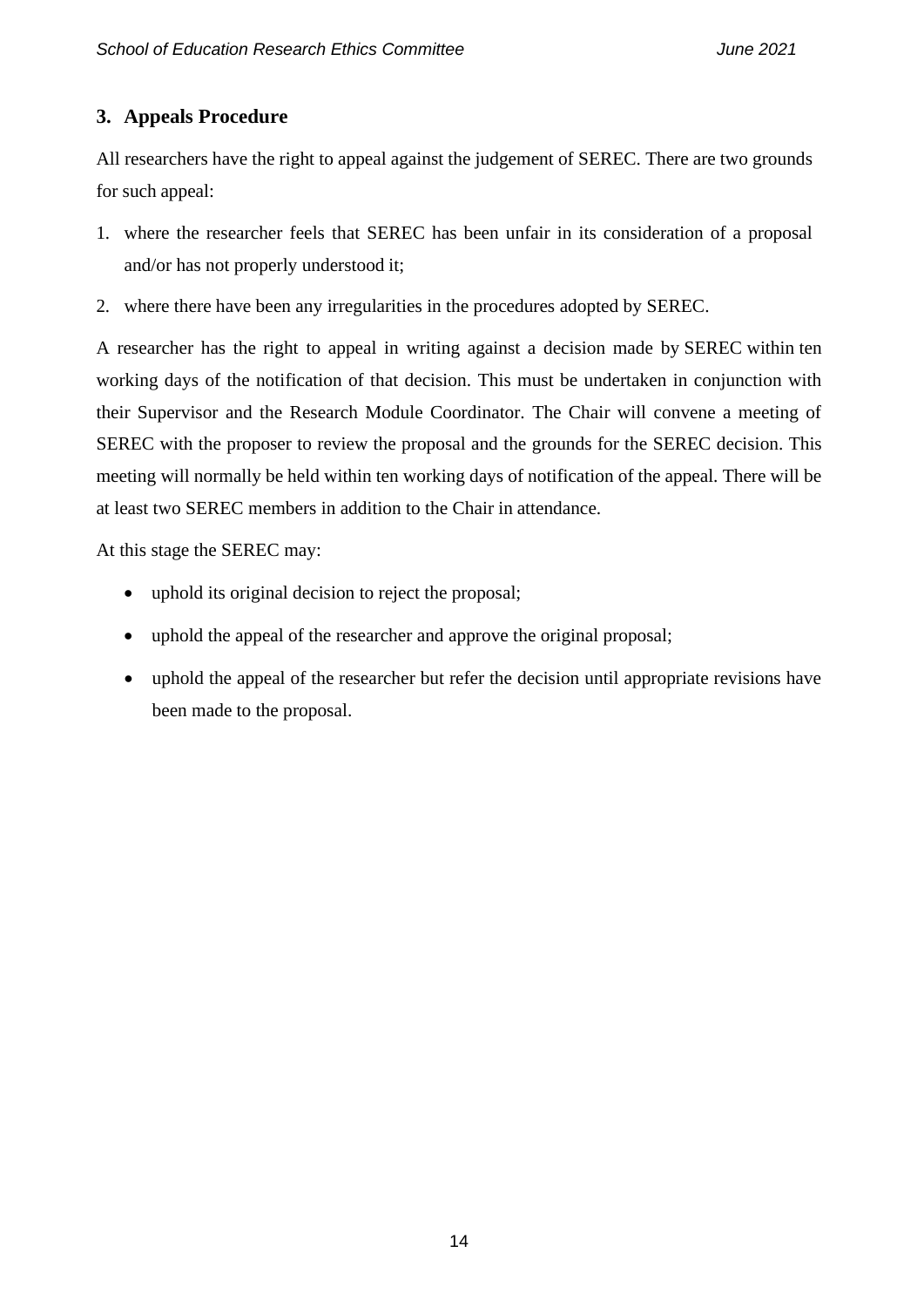## 3. Appeals Procedure

All researchers have the right to appeal against the judgement of SEREC. There are two grounds for such appeal:

1. where the researcher feels that SEREC has been unfair in its consideration of a proposal and/or has not properly understood it;
2. where there have been any irregularities in the procedures adopted by SEREC.

A researcher has the right to appeal in writing against a decision made by SEREC within ten working days of the notification of that decision. This must be undertaken in conjunction with their Supervisor and the Research Module Coordinator. The Chair will convene a meeting of SEREC with the proposer to review the proposal and the grounds for the SEREC decision. This meeting will normally be held within ten working days of notification of the appeal. There will be at least two SEREC members in addition to the Chair in attendance.

At this stage the SEREC may:

- uphold its original decision to reject the proposal;
- uphold the appeal of the researcher and approve the original proposal;
- uphold the appeal of the researcher but refer the decision until appropriate revisions have been made to the proposal.